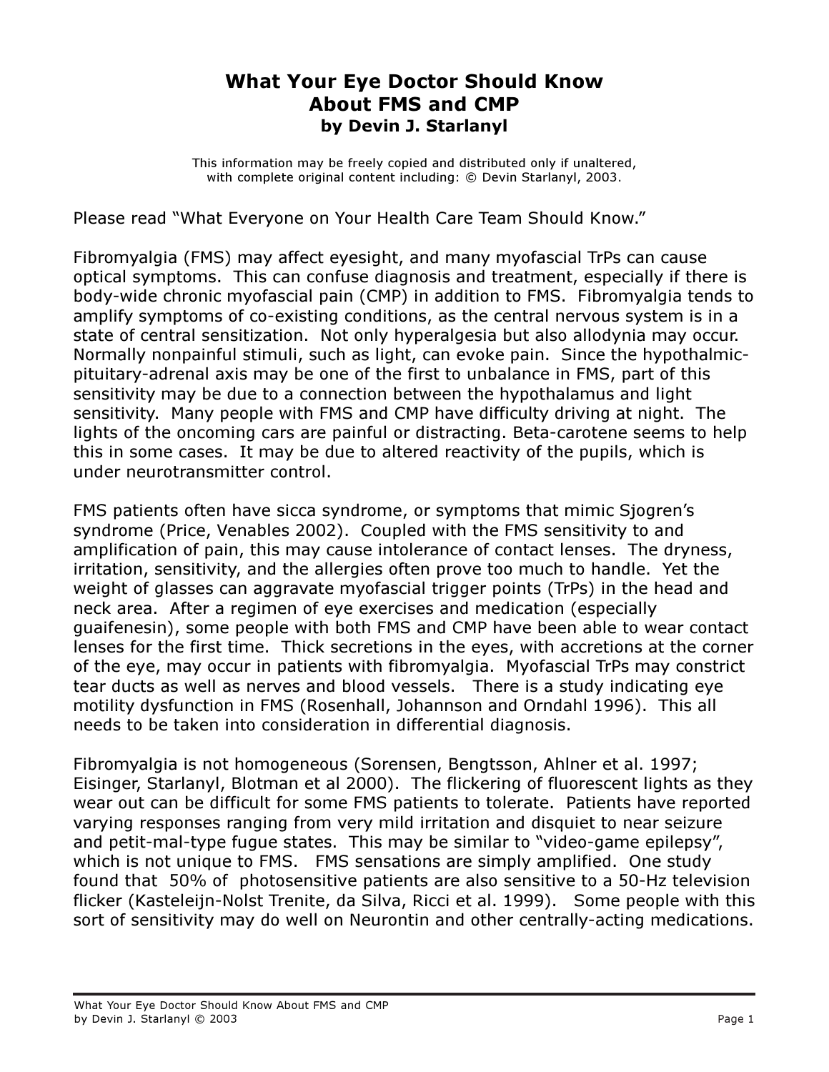# What Your Eye Doctor Should Know About FMS and CMP

**by Devin J. Starlanyl**

This information may be freely copied and distributed only if unaltered, with complete original content including: © Devin Starlanyl, 2003.

Please read "What Everyone on Your Health Care Team Should Know."

Fibromyalgia (FMS) may affect eyesight, and many myofascial TrPs can cause optical symptoms. This can confuse diagnosis and treatment, especially if there is body-wide chronic myofascial pain (CMP) in addition to FMS. Fibromyalgia tends to amplify symptoms of co-existing conditions, as the central nervous system is in a state of central sensitization. Not only hyperalgesia but also allodynia may occur. Normally nonpainful stimuli, such as light, can evoke pain. Since the hypothalmic-pituitary-adrenal axis may be one of the first to unbalance in FMS, part of this sensitivity may be due to a connection between the hypothalamus and light sensitivity. Many people with FMS and CMP have difficulty driving at night. The lights of the oncoming cars are painful or distracting. Beta-carotene seems to help this in some cases. It may be due to altered reactivity of the pupils, which is under neurotransmitter control.

FMS patients often have sicca syndrome, or symptoms that mimic Sjogren's syndrome (Price, Venables 2002). Coupled with the FMS sensitivity to and amplification of pain, this may cause intolerance of contact lenses. The dryness, irritation, sensitivity, and the allergies often prove too much to handle. Yet the weight of glasses can aggravate myofascial trigger points (TrPs) in the head and neck area. After a regimen of eye exercises and medication (especially guaifenesin), some people with both FMS and CMP have been able to wear contact lenses for the first time. Thick secretions in the eyes, with accretions at the corner of the eye, may occur in patients with fibromyalgia. Myofascial TrPs may constrict tear ducts as well as nerves and blood vessels. There is a study indicating eye motility dysfunction in FMS (Rosenhall, Johannson and Orndahl 1996). This all needs to be taken into consideration in differential diagnosis.

Fibromyalgia is not homogeneous (Sorensen, Bengtsson, Ahlner et al. 1997; Eisinger, Starlanyl, Blotman et al 2000). The flickering of fluorescent lights as they wear out can be difficult for some FMS patients to tolerate. Patients have reported varying responses ranging from very mild irritation and disquiet to near seizure and petit-mal-type fugue states. This may be similar to "video-game epilepsy", which is not unique to FMS. FMS sensations are simply amplified. One study found that 50% of photosensitive patients are also sensitive to a 50-Hz television flicker (Kasteleijn-Nolst Trenite, da Silva, Ricci et al. 1999). Some people with this sort of sensitivity may do well on Neurontin and other centrally-acting medications.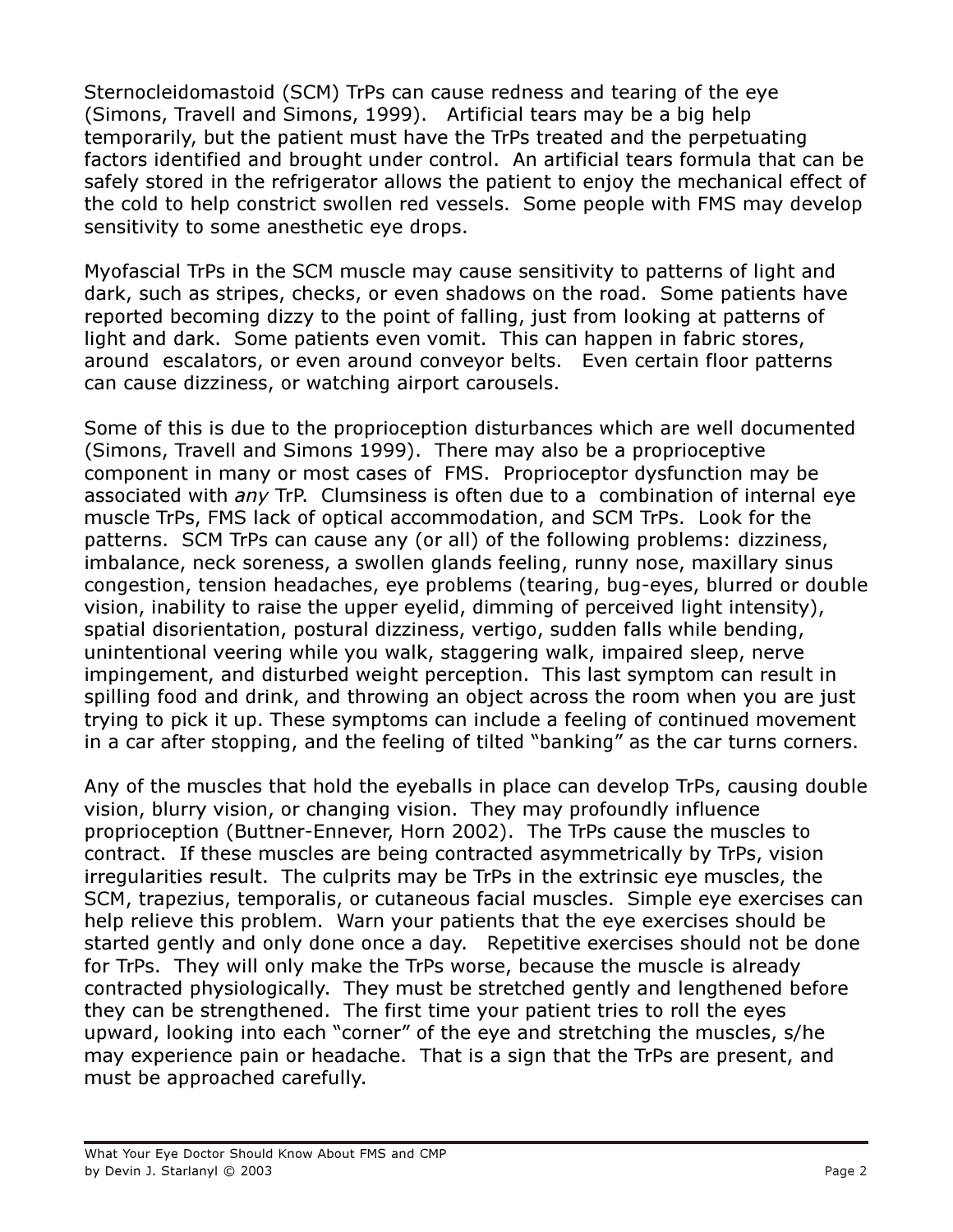Sternocleidomastoid (SCM) TrPs can cause redness and tearing of the eye (Simons, Travell and Simons, 1999). Artificial tears may be a big help temporarily, but the patient must have the TrPs treated and the perpetuating factors identified and brought under control. An artificial tears formula that can be safely stored in the refrigerator allows the patient to enjoy the mechanical effect of the cold to help constrict swollen red vessels. Some people with FMS may develop sensitivity to some anesthetic eye drops.

Myofascial TrPs in the SCM muscle may cause sensitivity to patterns of light and dark, such as stripes, checks, or even shadows on the road. Some patients have reported becoming dizzy to the point of falling, just from looking at patterns of light and dark. Some patients even vomit. This can happen in fabric stores, around escalators, or even around conveyor belts. Even certain floor patterns can cause dizziness, or watching airport carousels.

Some of this is due to the proprioception disturbances which are well documented (Simons, Travell and Simons 1999). There may also be a proprioceptive component in many or most cases of FMS. Proprioceptor dysfunction may be associated with *any* TrP. Clumsiness is often due to a combination of internal eye muscle TrPs, FMS lack of optical accommodation, and SCM TrPs. Look for the patterns. SCM TrPs can cause any (or all) of the following problems: dizziness, imbalance, neck soreness, a swollen glands feeling, runny nose, maxillary sinus congestion, tension headaches, eye problems (tearing, bug-eyes, blurred or double vision, inability to raise the upper eyelid, dimming of perceived light intensity), spatial disorientation, postural dizziness, vertigo, sudden falls while bending, unintentional veering while you walk, staggering walk, impaired sleep, nerve impingement, and disturbed weight perception. This last symptom can result in spilling food and drink, and throwing an object across the room when you are just trying to pick it up. These symptoms can include a feeling of continued movement in a car after stopping, and the feeling of tilted "banking" as the car turns corners.

Any of the muscles that hold the eyeballs in place can develop TrPs, causing double vision, blurry vision, or changing vision. They may profoundly influence proprioception (Buttner-Ennever, Horn 2002). The TrPs cause the muscles to contract. If these muscles are being contracted asymmetrically by TrPs, vision irregularities result. The culprits may be TrPs in the extrinsic eye muscles, the SCM, trapezius, temporalis, or cutaneous facial muscles. Simple eye exercises can help relieve this problem. Warn your patients that the eye exercises should be started gently and only done once a day. Repetitive exercises should not be done for TrPs. They will only make the TrPs worse, because the muscle is already contracted physiologically. They must be stretched gently and lengthened before they can be strengthened. The first time your patient tries to roll the eyes upward, looking into each "corner" of the eye and stretching the muscles, s/he may experience pain or headache. That is a sign that the TrPs are present, and must be approached carefully.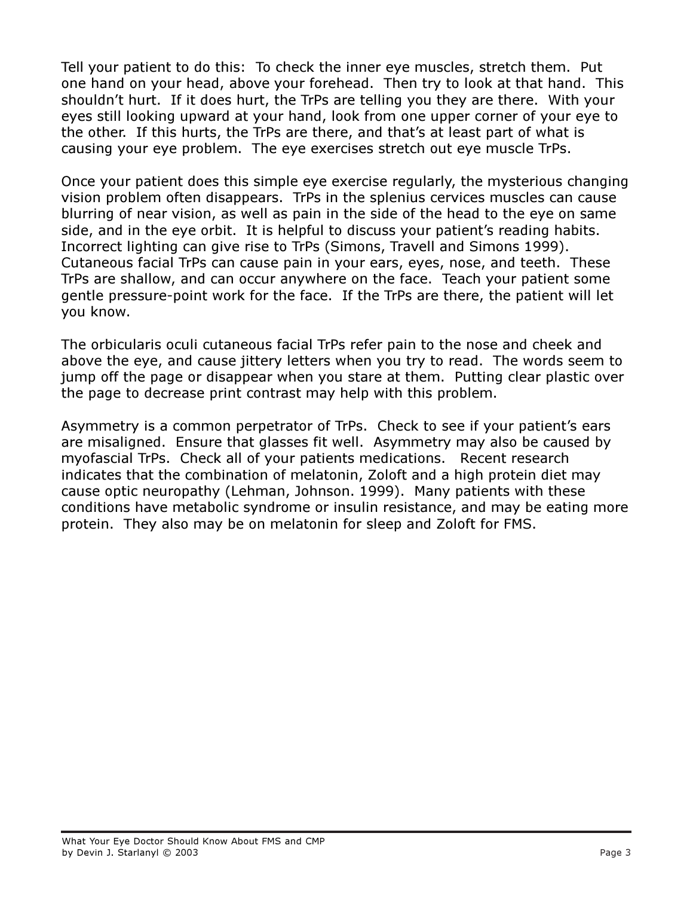Tell your patient to do this: To check the inner eye muscles, stretch them. Put one hand on your head, above your forehead. Then try to look at that hand. This shouldn't hurt. If it does hurt, the TrPs are telling you they are there. With your eyes still looking upward at your hand, look from one upper corner of your eye to the other. If this hurts, the TrPs are there, and that's at least part of what is causing your eye problem. The eye exercises stretch out eye muscle TrPs.

Once your patient does this simple eye exercise regularly, the mysterious changing vision problem often disappears. TrPs in the splenius cervices muscles can cause blurring of near vision, as well as pain in the side of the head to the eye on same side, and in the eye orbit. It is helpful to discuss your patient's reading habits. Incorrect lighting can give rise to TrPs (Simons, Travell and Simons 1999). Cutaneous facial TrPs can cause pain in your ears, eyes, nose, and teeth. These TrPs are shallow, and can occur anywhere on the face. Teach your patient some gentle pressure-point work for the face. If the TrPs are there, the patient will let you know.

The orbicularis oculi cutaneous facial TrPs refer pain to the nose and cheek and above the eye, and cause jittery letters when you try to read. The words seem to jump off the page or disappear when you stare at them. Putting clear plastic over the page to decrease print contrast may help with this problem.

Asymmetry is a common perpetrator of TrPs. Check to see if your patient's ears are misaligned. Ensure that glasses fit well. Asymmetry may also be caused by myofascial TrPs. Check all of your patients medications. Recent research indicates that the combination of melatonin, Zoloft and a high protein diet may cause optic neuropathy (Lehman, Johnson. 1999). Many patients with these conditions have metabolic syndrome or insulin resistance, and may be eating more protein. They also may be on melatonin for sleep and Zoloft for FMS.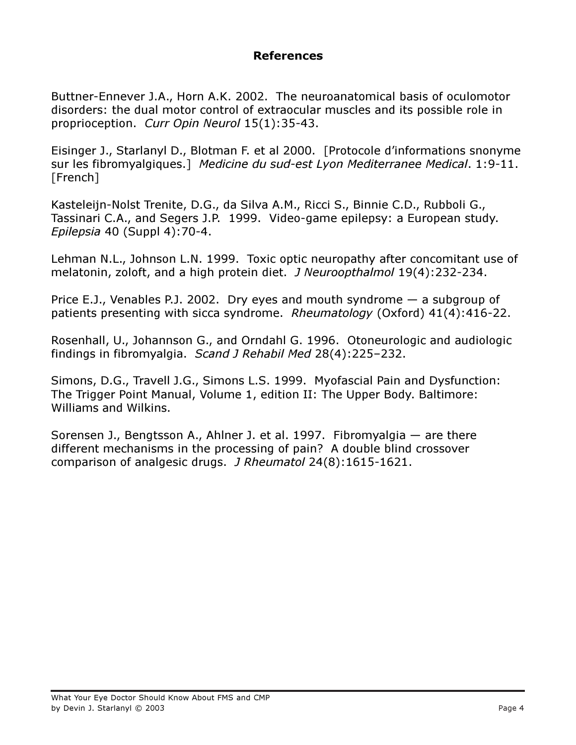## References

Buttner-Ennever J.A., Horn A.K. 2002. The neuroanatomical basis of oculomotor disorders: the dual motor control of extraocular muscles and its possible role in proprioception. *Curr Opin Neurol* 15(1):35-43.

Eisinger J., Starlanyl D., Blotman F. et al 2000. [Protocole d'informations snonyme sur les fibromyalgiques.] *Medicine du sud-est Lyon Mediterranee Medical*. 1:9-11. [French]

Kasteleijn-Nolst Trenite, D.G., da Silva A.M., Ricci S., Binnie C.D., Rubboli G., Tassinari C.A., and Segers J.P. 1999. Video-game epilepsy: a European study. *Epilepsia* 40 (Suppl 4):70-4.

Lehman N.L., Johnson L.N. 1999. Toxic optic neuropathy after concomitant use of melatonin, zoloft, and a high protein diet. *J Neuroopthalmol* 19(4):232-234.

Price E.J., Venables P.J. 2002. Dry eyes and mouth syndrome — a subgroup of patients presenting with sicca syndrome. *Rheumatology* (Oxford) 41(4):416-22.

Rosenhall, U., Johannson G., and Orndahl G. 1996. Otoneurologic and audiologic findings in fibromyalgia. *Scand J Rehabil Med* 28(4):225–232.

Simons, D.G., Travell J.G., Simons L.S. 1999. Myofascial Pain and Dysfunction: The Trigger Point Manual, Volume 1, edition II: The Upper Body. Baltimore: Williams and Wilkins.

Sorensen J., Bengtsson A., Ahlner J. et al. 1997. Fibromyalgia — are there different mechanisms in the processing of pain? A double blind crossover comparison of analgesic drugs. *J Rheumatol* 24(8):1615-1621.